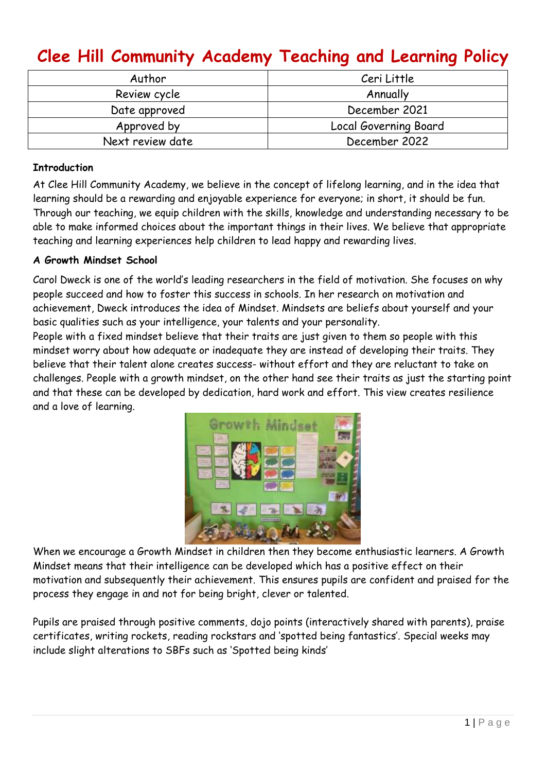# Clee Hill Community Academy Teaching and Learning Policy

| Author | Ceri Little |
|---|---|
| Review cycle | Annually |
| Date approved | December 2021 |
| Approved by | Local Governing Board |
| Next review date | December 2022 |

**Introduction**

At Clee Hill Community Academy, we believe in the concept of lifelong learning, and in the idea that learning should be a rewarding and enjoyable experience for everyone; in short, it should be fun. Through our teaching, we equip children with the skills, knowledge and understanding necessary to be able to make informed choices about the important things in their lives. We believe that appropriate teaching and learning experiences help children to lead happy and rewarding lives.

**A Growth Mindset School**

Carol Dweck is one of the world's leading researchers in the field of motivation. She focuses on why people succeed and how to foster this success in schools. In her research on motivation and achievement, Dweck introduces the idea of Mindset. Mindsets are beliefs about yourself and your basic qualities such as your intelligence, your talents and your personality.

People with a fixed mindset believe that their traits are just given to them so people with this mindset worry about how adequate or inadequate they are instead of developing their traits. They believe that their talent alone creates success- without effort and they are reluctant to take on challenges. People with a growth mindset, on the other hand see their traits as just the starting point and that these can be developed by dedication, hard work and effort. This view creates resilience and a love of learning.

When we encourage a Growth Mindset in children then they become enthusiastic learners. A Growth Mindset means that their intelligence can be developed which has a positive effect on their motivation and subsequently their achievement. This ensures pupils are confident and praised for the process they engage in and not for being bright, clever or talented.

Pupils are praised through positive comments, dojo points (interactively shared with parents), praise certificates, writing rockets, reading rockstars and 'spotted being fantastics'. Special weeks may include slight alterations to SBFs such as 'Spotted being kinds'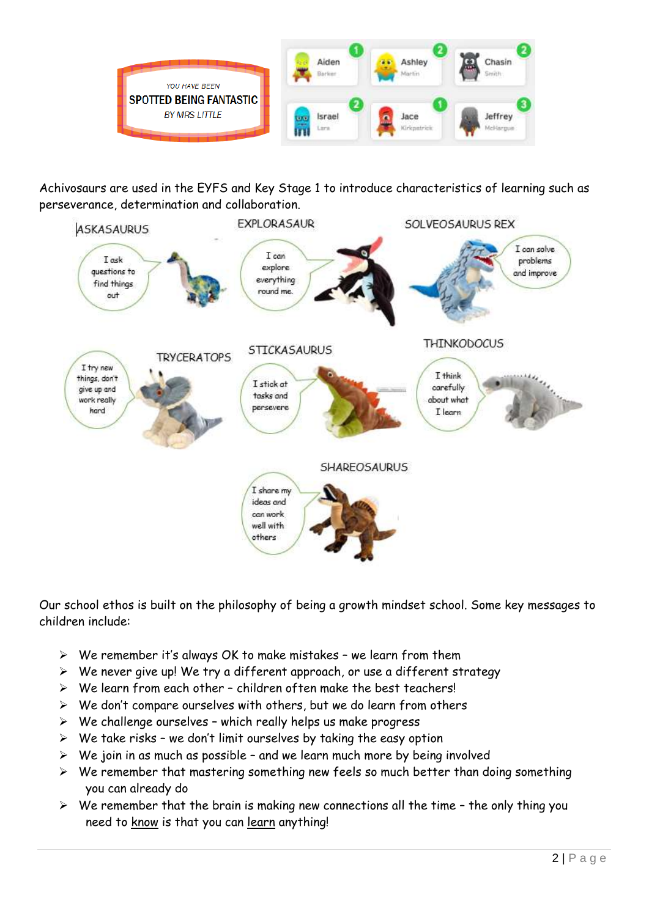YOU HAVE BEEN
**SPOTTED BEING FANTASTIC**
BY MRS LITTLE

| | | |
|---|---|---|
| Aiden Barker 1 | Ashley Martin 2 | Chasin Smith 2 |
| Israel Lara 2 | Jace Kirkpatrick 1 | Jeffrey McHargue 3 |

Achivosaurs are used in the EYFS and Key Stage 1 to introduce characteristics of learning such as perseverance, determination and collaboration.

**ASKASAURUS**
I ask questions to find things out

**EXPLORASAUR**
I can explore everything round me.

**SOLVEOSAURUS REX**
I can solve problems and improve

**TRYCERATOPS**
I try new things, don't give up and work really hard

**STICKASAURUS**
I stick at tasks and persevere

**THINKODOCUS**
I think carefully about what I learn

**SHAREOSAURUS**
I share my ideas and can work well with others

Our school ethos is built on the philosophy of being a growth mindset school. Some key messages to children include:

- We remember it's always OK to make mistakes – we learn from them
- We never give up! We try a different approach, or use a different strategy
- We learn from each other – children often make the best teachers!
- We don't compare ourselves with others, but we do learn from others
- We challenge ourselves – which really helps us make progress
- We take risks – we don't limit ourselves by taking the easy option
- We join in as much as possible – and we learn much more by being involved
- We remember that mastering something new feels so much better than doing something you can already do
- We remember that the brain is making new connections all the time – the only thing you need to <u>know</u> is that you can <u>learn</u> anything!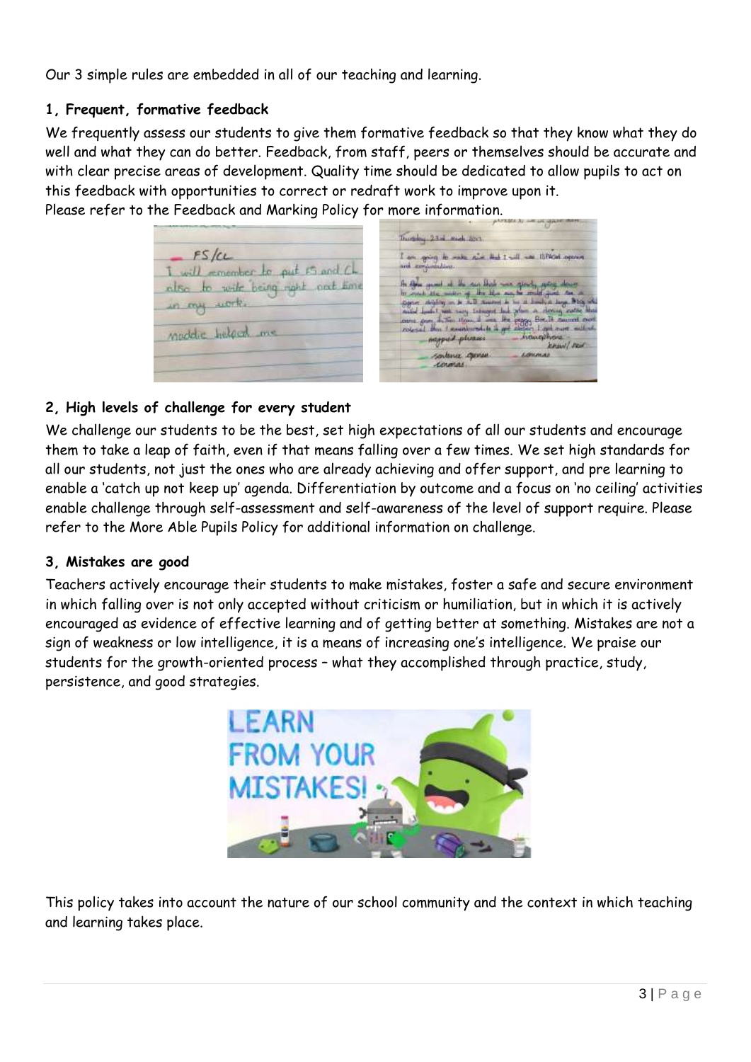Our 3 simple rules are embedded in all of our teaching and learning.

### 1, Frequent, formative feedback

We frequently assess our students to give them formative feedback so that they know what they do well and what they can do better. Feedback, from staff, peers or themselves should be accurate and with clear precise areas of development. Quality time should be dedicated to allow pupils to act on this feedback with opportunities to correct or redraft work to improve upon it.
Please refer to the Feedback and Marking Policy for more information.

### 2, High levels of challenge for every student

We challenge our students to be the best, set high expectations of all our students and encourage them to take a leap of faith, even if that means falling over a few times. We set high standards for all our students, not just the ones who are already achieving and offer support, and pre learning to enable a 'catch up not keep up' agenda. Differentiation by outcome and a focus on 'no ceiling' activities enable challenge through self-assessment and self-awareness of the level of support require. Please refer to the More Able Pupils Policy for additional information on challenge.

### 3, Mistakes are good

Teachers actively encourage their students to make mistakes, foster a safe and secure environment in which falling over is not only accepted without criticism or humiliation, but in which it is actively encouraged as evidence of effective learning and of getting better at something. Mistakes are not a sign of weakness or low intelligence, it is a means of increasing one's intelligence. We praise our students for the growth-oriented process – what they accomplished through practice, study, persistence, and good strategies.

This policy takes into account the nature of our school community and the context in which teaching and learning takes place.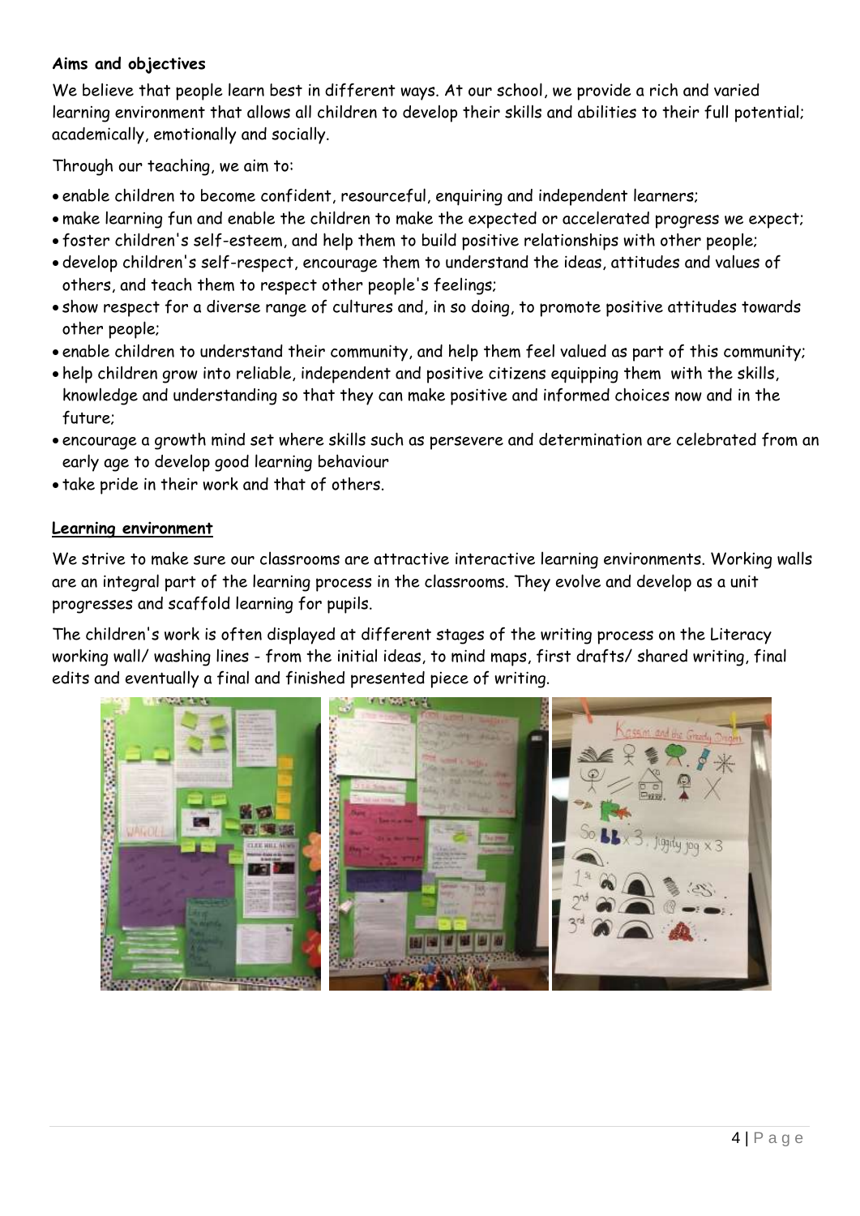**Aims and objectives**

We believe that people learn best in different ways. At our school, we provide a rich and varied learning environment that allows all children to develop their skills and abilities to their full potential; academically, emotionally and socially.

Through our teaching, we aim to:

- enable children to become confident, resourceful, enquiring and independent learners;
- make learning fun and enable the children to make the expected or accelerated progress we expect;
- foster children's self-esteem, and help them to build positive relationships with other people;
- develop children's self-respect, encourage them to understand the ideas, attitudes and values of others, and teach them to respect other people's feelings;
- show respect for a diverse range of cultures and, in so doing, to promote positive attitudes towards other people;
- enable children to understand their community, and help them feel valued as part of this community;
- help children grow into reliable, independent and positive citizens equipping them with the skills, knowledge and understanding so that they can make positive and informed choices now and in the future;
- encourage a growth mind set where skills such as persevere and determination are celebrated from an early age to develop good learning behaviour
- take pride in their work and that of others.

**Learning environment**

We strive to make sure our classrooms are attractive interactive learning environments. Working walls are an integral part of the learning process in the classrooms. They evolve and develop as a unit progresses and scaffold learning for pupils.

The children's work is often displayed at different stages of the writing process on the Literacy working wall/ washing lines - from the initial ideas, to mind maps, first drafts/ shared writing, final edits and eventually a final and finished presented piece of writing.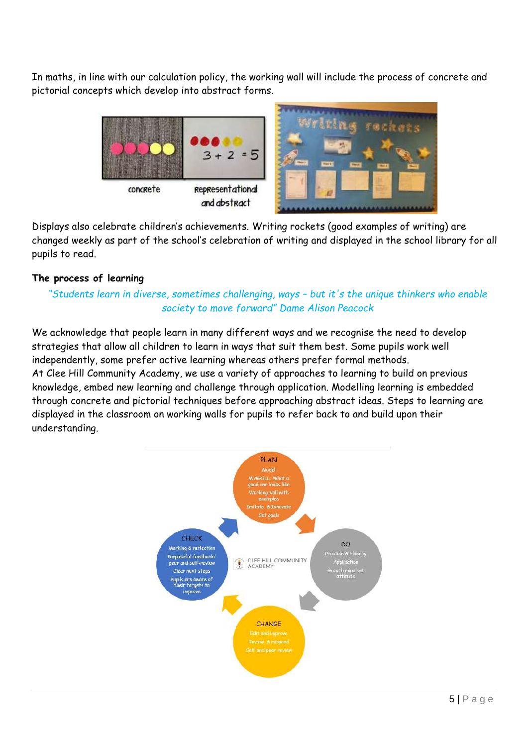In maths, in line with our calculation policy, the working wall will include the process of concrete and pictorial concepts which develop into abstract forms.

concrete | Representational and abstract

Displays also celebrate children's achievements. Writing rockets (good examples of writing) are changed weekly as part of the school's celebration of writing and displayed in the school library for all pupils to read.

**The process of learning**

*"Students learn in diverse, sometimes challenging, ways – but it's the unique thinkers who enable society to move forward" Dame Alison Peacock*

We acknowledge that people learn in many different ways and we recognise the need to develop strategies that allow all children to learn in ways that suit them best. Some pupils work well independently, some prefer active learning whereas others prefer formal methods.
At Clee Hill Community Academy, we use a variety of approaches to learning to build on previous knowledge, embed new learning and challenge through application. Modelling learning is embedded through concrete and pictorial techniques before approaching abstract ideas. Steps to learning are displayed in the classroom on working walls for pupils to refer back to and build upon their understanding.

**PLAN**
- Model
- WAGOLL: What a good one looks like
- Working wall with examples
- Imitate & Innovate
- Set goals

**DO**
- Practice & Fluency
- Application
- Growth mind set attitude

**CHANGE**
- Edit and improve
- Review & respond
- Self and peer review

**CHECK**
- Marking & reflection
- Purposeful feedback/ peer and self-review
- Clear next steps
- Pupils are aware of their targets to improve

CLEE HILL COMMUNITY ACADEMY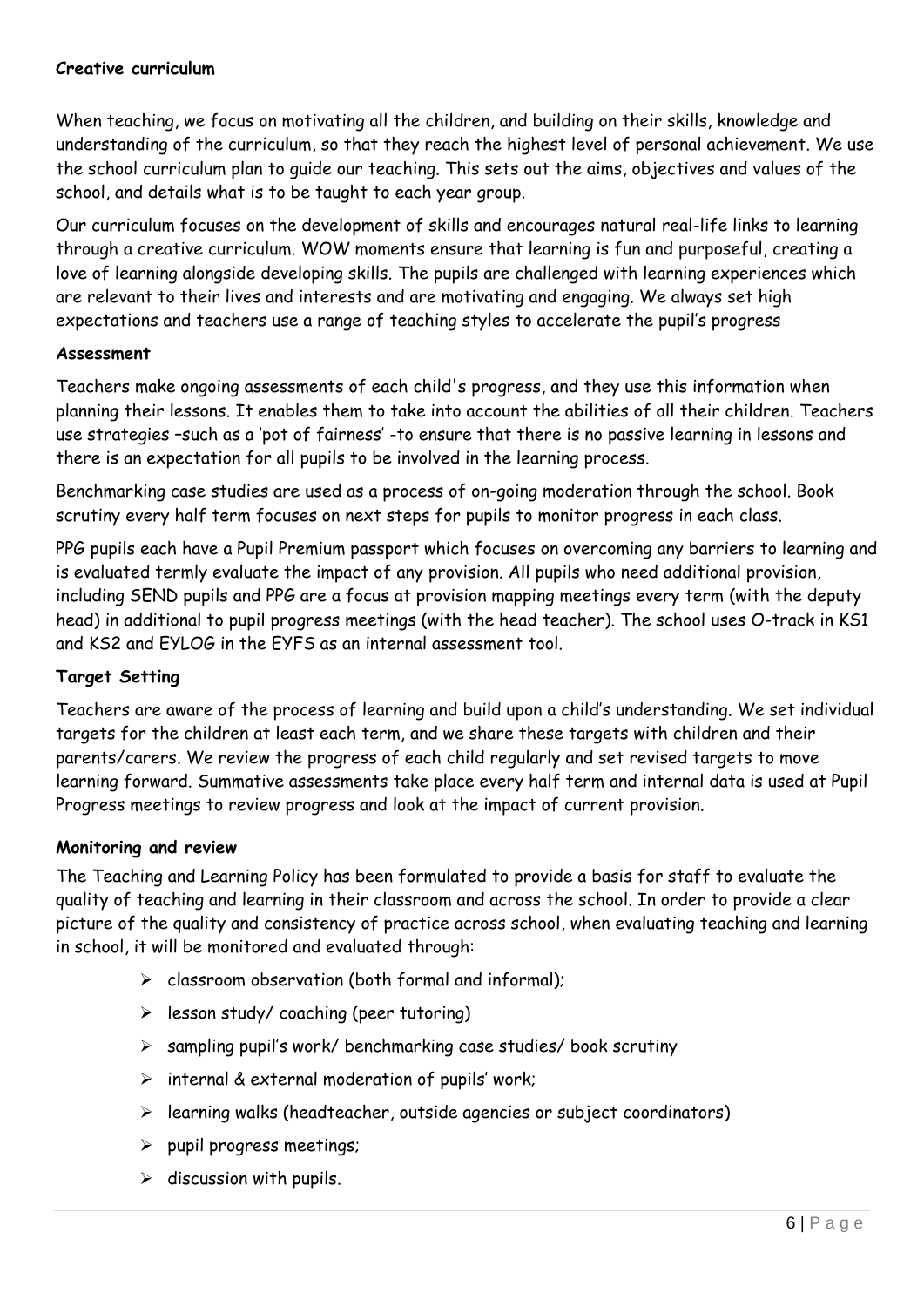**Creative curriculum**

When teaching, we focus on motivating all the children, and building on their skills, knowledge and understanding of the curriculum, so that they reach the highest level of personal achievement. We use the school curriculum plan to guide our teaching. This sets out the aims, objectives and values of the school, and details what is to be taught to each year group.

Our curriculum focuses on the development of skills and encourages natural real-life links to learning through a creative curriculum. WOW moments ensure that learning is fun and purposeful, creating a love of learning alongside developing skills. The pupils are challenged with learning experiences which are relevant to their lives and interests and are motivating and engaging. We always set high expectations and teachers use a range of teaching styles to accelerate the pupil's progress

**Assessment**

Teachers make ongoing assessments of each child's progress, and they use this information when planning their lessons. It enables them to take into account the abilities of all their children. Teachers use strategies –such as a 'pot of fairness' -to ensure that there is no passive learning in lessons and there is an expectation for all pupils to be involved in the learning process.

Benchmarking case studies are used as a process of on-going moderation through the school. Book scrutiny every half term focuses on next steps for pupils to monitor progress in each class.

PPG pupils each have a Pupil Premium passport which focuses on overcoming any barriers to learning and is evaluated termly evaluate the impact of any provision. All pupils who need additional provision, including SEND pupils and PPG are a focus at provision mapping meetings every term (with the deputy head) in additional to pupil progress meetings (with the head teacher). The school uses O-track in KS1 and KS2 and EYLOG in the EYFS as an internal assessment tool.

**Target Setting**

Teachers are aware of the process of learning and build upon a child's understanding. We set individual targets for the children at least each term, and we share these targets with children and their parents/carers. We review the progress of each child regularly and set revised targets to move learning forward. Summative assessments take place every half term and internal data is used at Pupil Progress meetings to review progress and look at the impact of current provision.

**Monitoring and review**

The Teaching and Learning Policy has been formulated to provide a basis for staff to evaluate the quality of teaching and learning in their classroom and across the school. In order to provide a clear picture of the quality and consistency of practice across school, when evaluating teaching and learning in school, it will be monitored and evaluated through:

- classroom observation (both formal and informal);
- lesson study/ coaching (peer tutoring)
- sampling pupil's work/ benchmarking case studies/ book scrutiny
- internal & external moderation of pupils' work;
- learning walks (headteacher, outside agencies or subject coordinators)
- pupil progress meetings;
- discussion with pupils.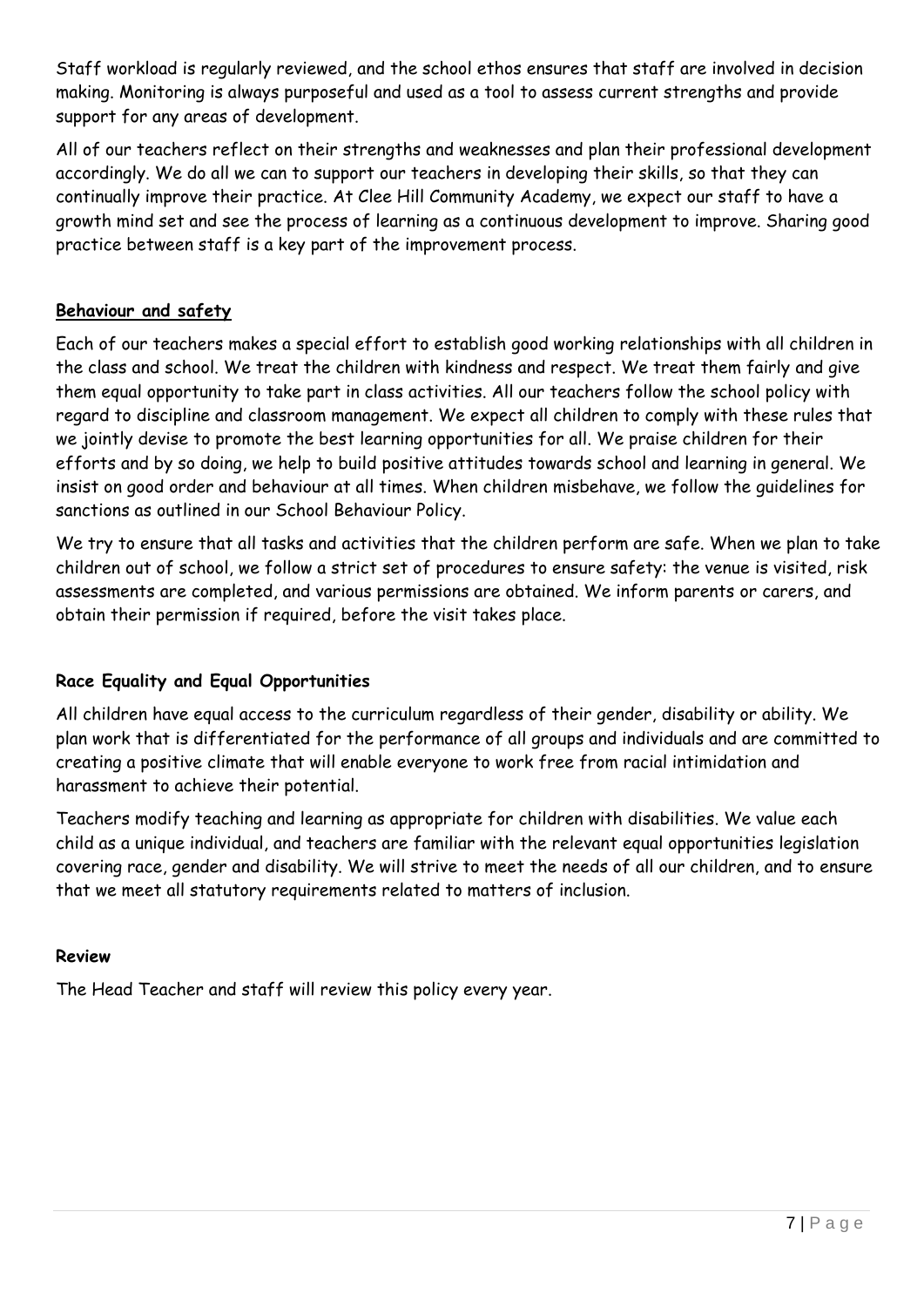Staff workload is regularly reviewed, and the school ethos ensures that staff are involved in decision making. Monitoring is always purposeful and used as a tool to assess current strengths and provide support for any areas of development.

All of our teachers reflect on their strengths and weaknesses and plan their professional development accordingly. We do all we can to support our teachers in developing their skills, so that they can continually improve their practice. At Clee Hill Community Academy, we expect our staff to have a growth mind set and see the process of learning as a continuous development to improve. Sharing good practice between staff is a key part of the improvement process.

## Behaviour and safety

Each of our teachers makes a special effort to establish good working relationships with all children in the class and school. We treat the children with kindness and respect. We treat them fairly and give them equal opportunity to take part in class activities. All our teachers follow the school policy with regard to discipline and classroom management. We expect all children to comply with these rules that we jointly devise to promote the best learning opportunities for all. We praise children for their efforts and by so doing, we help to build positive attitudes towards school and learning in general. We insist on good order and behaviour at all times. When children misbehave, we follow the guidelines for sanctions as outlined in our School Behaviour Policy.

We try to ensure that all tasks and activities that the children perform are safe. When we plan to take children out of school, we follow a strict set of procedures to ensure safety: the venue is visited, risk assessments are completed, and various permissions are obtained. We inform parents or carers, and obtain their permission if required, before the visit takes place.

## Race Equality and Equal Opportunities

All children have equal access to the curriculum regardless of their gender, disability or ability. We plan work that is differentiated for the performance of all groups and individuals and are committed to creating a positive climate that will enable everyone to work free from racial intimidation and harassment to achieve their potential.

Teachers modify teaching and learning as appropriate for children with disabilities. We value each child as a unique individual, and teachers are familiar with the relevant equal opportunities legislation covering race, gender and disability. We will strive to meet the needs of all our children, and to ensure that we meet all statutory requirements related to matters of inclusion.

## Review

The Head Teacher and staff will review this policy every year.